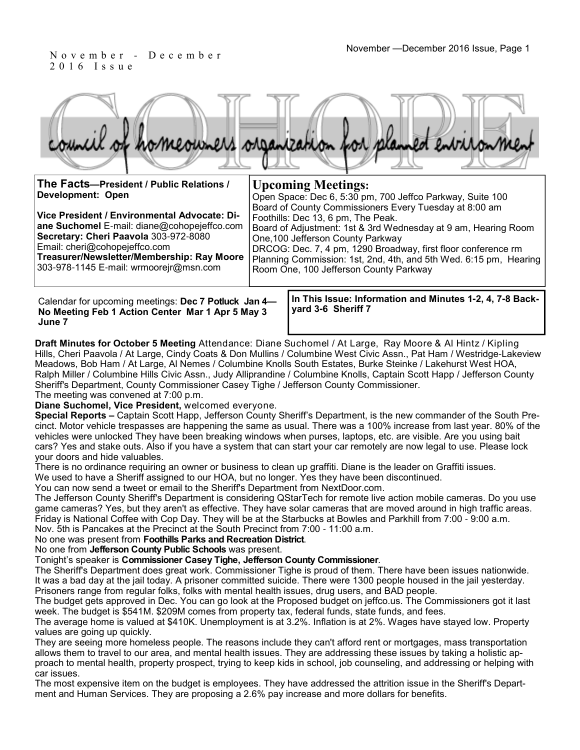November - December 2016 Issue

# COHOPE

council of homeowners organization for planned environment

**The Facts—President / Public Relations / Development: Open**

**Vice President / Environmental Advocate: Diane Suchomel** E-mail: diane@cohopejeffco.com
**Secretary: Cheri Paavola** 303-972-8080
Email: cheri@cohopejeffco.com
**Treasurer/Newsletter/Membership: Ray Moore** 303-978-1145 E-mail: wrmoorejr@msn.com

## Upcoming Meetings:

Open Space: Dec 6, 5:30 pm, 700 Jeffco Parkway, Suite 100
Board of County Commissioners Every Tuesday at 8:00 am
Foothills: Dec 13, 6 pm, The Peak.
Board of Adjustment: 1st & 3rd Wednesday at 9 am, Hearing Room One,100 Jefferson County Parkway
DRCOG: Dec. 7, 4 pm, 1290 Broadway, first floor conference rm
Planning Commission: 1st, 2nd, 4th, and 5th Wed. 6:15 pm, Hearing Room One, 100 Jefferson County Parkway

Calendar for upcoming meetings: **Dec 7 Potluck Jan 4—No Meeting Feb 1 Action Center Mar 1 Apr 5 May 3 June 7**

**In This Issue: Information and Minutes 1-2, 4, 7-8 Backyard 3-6 Sheriff 7**

**Draft Minutes for October 5 Meeting** Attendance: Diane Suchomel / At Large, Ray Moore & Al Hintz / Kipling Hills, Cheri Paavola / At Large, Cindy Coats & Don Mullins / Columbine West Civic Assn., Pat Ham / Westridge-Lakeview Meadows, Bob Ham / At Large, Al Nemes / Columbine Knolls South Estates, Burke Steinke / Lakehurst West HOA, Ralph Miller / Columbine Hills Civic Assn., Judy Alliprandine / Columbine Knolls, Captain Scott Happ / Jefferson County Sheriff's Department, County Commissioner Casey Tighe / Jefferson County Commissioner.
The meeting was convened at 7:00 p.m.

**Diane Suchomel, Vice President,** welcomed everyone.

**Special Reports –** Captain Scott Happ, Jefferson County Sheriff's Department, is the new commander of the South Precinct. Motor vehicle trespasses are happening the same as usual. There was a 100% increase from last year. 80% of the vehicles were unlocked They have been breaking windows when purses, laptops, etc. are visible. Are you using bait cars? Yes and stake outs. Also if you have a system that can start your car remotely are now legal to use. Please lock your doors and hide valuables.

There is no ordinance requiring an owner or business to clean up graffiti. Diane is the leader on Graffiti issues.

We used to have a Sheriff assigned to our HOA, but no longer. Yes they have been discontinued.

You can now send a tweet or email to the Sheriff's Department from NextDoor.com.

The Jefferson County Sheriff's Department is considering QStarTech for remote live action mobile cameras. Do you use game cameras? Yes, but they aren't as effective. They have solar cameras that are moved around in high traffic areas.

Friday is National Coffee with Cop Day. They will be at the Starbucks at Bowles and Parkhill from 7:00 - 9:00 a.m.

Nov. 5th is Pancakes at the Precinct at the South Precinct from 7:00 - 11:00 a.m.

No one was present from **Foothills Parks and Recreation District**.

No one from **Jefferson County Public Schools** was present.

Tonight's speaker is **Commissioner Casey Tighe, Jefferson County Commissioner**.

The Sheriff's Department does great work. Commissioner Tighe is proud of them. There have been issues nationwide. It was a bad day at the jail today. A prisoner committed suicide. There were 1300 people housed in the jail yesterday. Prisoners range from regular folks, folks with mental health issues, drug users, and BAD people.

The budget gets approved in Dec. You can go look at the Proposed budget on jeffco.us. The Commissioners got it last week. The budget is $541M. $209M comes from property tax, federal funds, state funds, and fees.

The average home is valued at $410K. Unemployment is at 3.2%. Inflation is at 2%. Wages have stayed low. Property values are going up quickly.

They are seeing more homeless people. The reasons include they can't afford rent or mortgages, mass transportation allows them to travel to our area, and mental health issues. They are addressing these issues by taking a holistic approach to mental health, property prospect, trying to keep kids in school, job counseling, and addressing or helping with car issues.

The most expensive item on the budget is employees. They have addressed the attrition issue in the Sheriff's Department and Human Services. They are proposing a 2.6% pay increase and more dollars for benefits.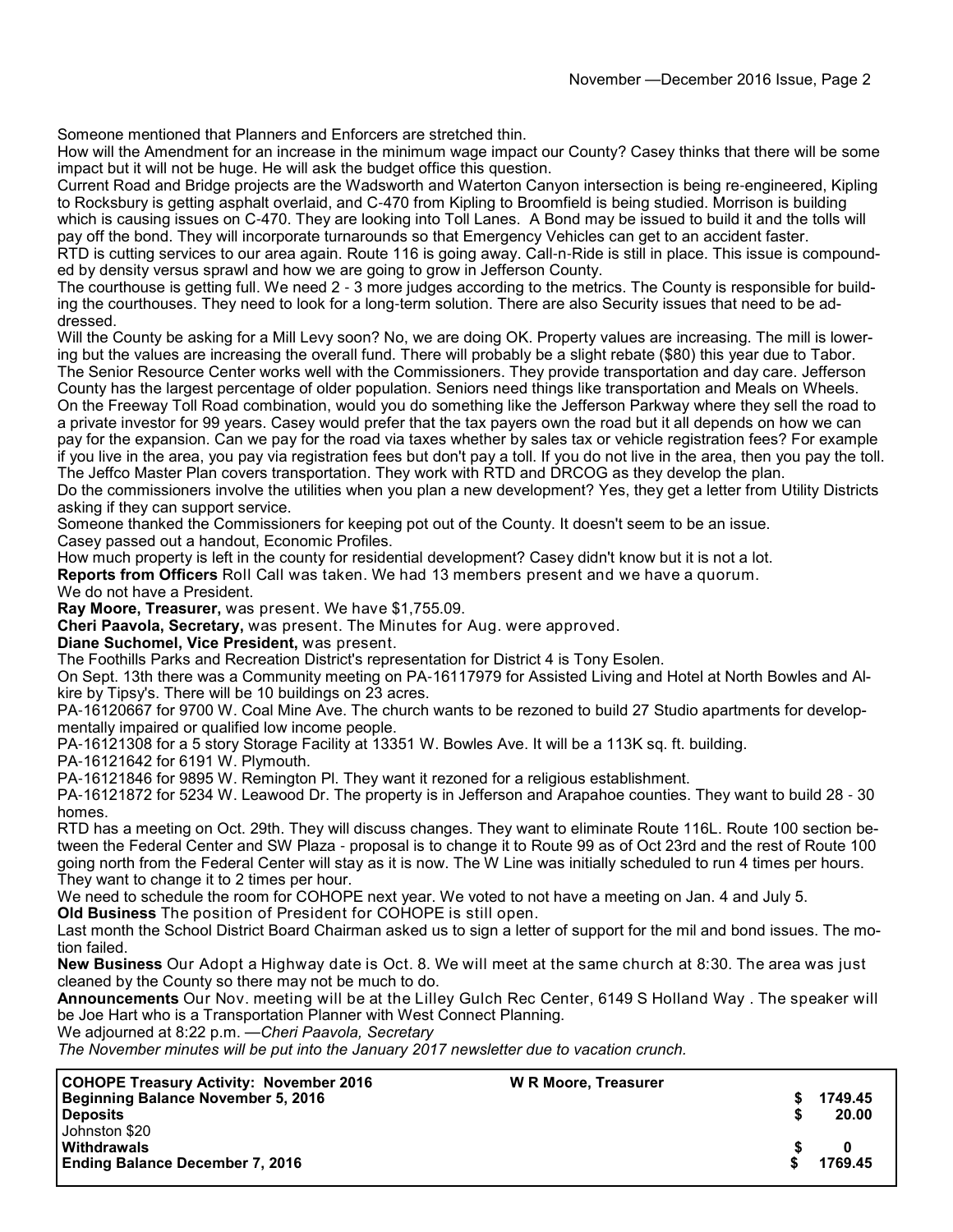Someone mentioned that Planners and Enforcers are stretched thin.

How will the Amendment for an increase in the minimum wage impact our County? Casey thinks that there will be some impact but it will not be huge. He will ask the budget office this question.

Current Road and Bridge projects are the Wadsworth and Waterton Canyon intersection is being re-engineered, Kipling to Rocksbury is getting asphalt overlaid, and C-470 from Kipling to Broomfield is being studied. Morrison is building which is causing issues on C-470. They are looking into Toll Lanes. A Bond may be issued to build it and the tolls will pay off the bond. They will incorporate turnarounds so that Emergency Vehicles can get to an accident faster.

RTD is cutting services to our area again. Route 116 is going away. Call-n-Ride is still in place. This issue is compounded by density versus sprawl and how we are going to grow in Jefferson County.

The courthouse is getting full. We need 2 - 3 more judges according to the metrics. The County is responsible for building the courthouses. They need to look for a long-term solution. There are also Security issues that need to be addressed.

Will the County be asking for a Mill Levy soon? No, we are doing OK. Property values are increasing. The mill is lowering but the values are increasing the overall fund. There will probably be a slight rebate ($80) this year due to Tabor.

The Senior Resource Center works well with the Commissioners. They provide transportation and day care. Jefferson County has the largest percentage of older population. Seniors need things like transportation and Meals on Wheels.

On the Freeway Toll Road combination, would you do something like the Jefferson Parkway where they sell the road to a private investor for 99 years. Casey would prefer that the tax payers own the road but it all depends on how we can pay for the expansion. Can we pay for the road via taxes whether by sales tax or vehicle registration fees? For example if you live in the area, you pay via registration fees but don't pay a toll. If you do not live in the area, then you pay the toll.

The Jeffco Master Plan covers transportation. They work with RTD and DRCOG as they develop the plan.

Do the commissioners involve the utilities when you plan a new development? Yes, they get a letter from Utility Districts asking if they can support service.

Someone thanked the Commissioners for keeping pot out of the County. It doesn't seem to be an issue.

Casey passed out a handout, Economic Profiles.

How much property is left in the county for residential development? Casey didn't know but it is not a lot.

**Reports from Officers** Roll Call was taken. We had 13 members present and we have a quorum.

We do not have a President.

**Ray Moore, Treasurer,** was present. We have $1,755.09.

**Cheri Paavola, Secretary,** was present. The Minutes for Aug. were approved.

**Diane Suchomel, Vice President,** was present.

The Foothills Parks and Recreation District's representation for District 4 is Tony Esolen.

On Sept. 13th there was a Community meeting on PA-16117979 for Assisted Living and Hotel at North Bowles and Alkire by Tipsy's. There will be 10 buildings on 23 acres.

PA-16120667 for 9700 W. Coal Mine Ave. The church wants to be rezoned to build 27 Studio apartments for developmentally impaired or qualified low income people.

PA-16121308 for a 5 story Storage Facility at 13351 W. Bowles Ave. It will be a 113K sq. ft. building.

PA-16121642 for 6191 W. Plymouth.

PA-16121846 for 9895 W. Remington Pl. They want it rezoned for a religious establishment.

PA-16121872 for 5234 W. Leawood Dr. The property is in Jefferson and Arapahoe counties. They want to build 28 - 30 homes.

RTD has a meeting on Oct. 29th. They will discuss changes. They want to eliminate Route 116L. Route 100 section between the Federal Center and SW Plaza - proposal is to change it to Route 99 as of Oct 23rd and the rest of Route 100 going north from the Federal Center will stay as it is now. The W Line was initially scheduled to run 4 times per hours. They want to change it to 2 times per hour.

We need to schedule the room for COHOPE next year. We voted to not have a meeting on Jan. 4 and July 5.

**Old Business** The position of President for COHOPE is still open.

Last month the School District Board Chairman asked us to sign a letter of support for the mil and bond issues. The motion failed.

**New Business** Our Adopt a Highway date is Oct. 8. We will meet at the same church at 8:30. The area was just cleaned by the County so there may not be much to do.

**Announcements** Our Nov. meeting will be at the Lilley Gulch Rec Center, 6149 S Holland Way . The speaker will be Joe Hart who is a Transportation Planner with West Connect Planning.

We adjourned at 8:22 p.m. —*Cheri Paavola, Secretary*

*The November minutes will be put into the January 2017 newsletter due to vacation crunch.*

| **COHOPE Treasury Activity: November 2016** | **W R Moore, Treasurer** | |
|---|---|---|
| **Beginning Balance November 5, 2016** | | **$ 1749.45** |
| **Deposits** | | **$ 20.00** |
| Johnston $20 | | |
| **Withdrawals** | | **$ 0** |
| **Ending Balance December 7, 2016** | | **$ 1769.45** |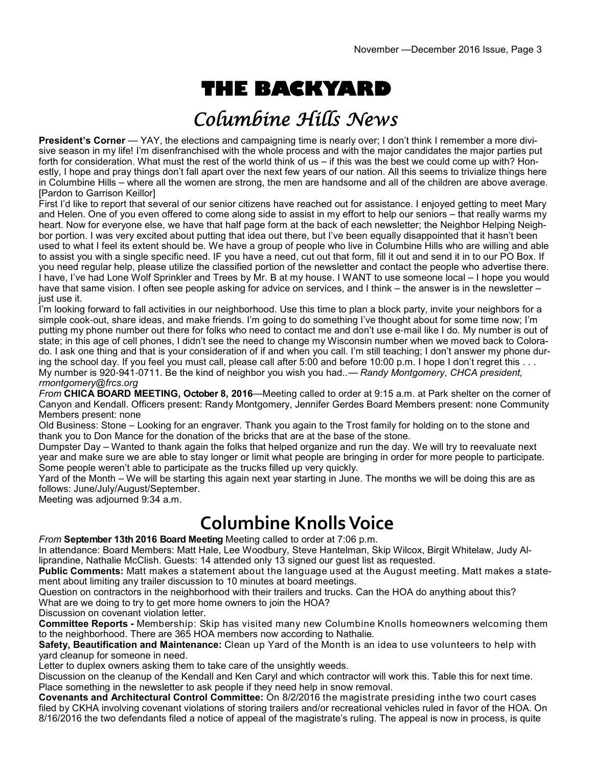# THE BACKYARD

## Columbine Hills News

**President's Corner** — YAY, the elections and campaigning time is nearly over; I don't think I remember a more divisive season in my life! I'm disenfranchised with the whole process and with the major candidates the major parties put forth for consideration. What must the rest of the world think of us – if this was the best we could come up with? Honestly, I hope and pray things don't fall apart over the next few years of our nation. All this seems to trivialize things here in Columbine Hills – where all the women are strong, the men are handsome and all of the children are above average. [Pardon to Garrison Keillor]

First I'd like to report that several of our senior citizens have reached out for assistance. I enjoyed getting to meet Mary and Helen. One of you even offered to come along side to assist in my effort to help our seniors – that really warms my heart. Now for everyone else, we have that half page form at the back of each newsletter; the Neighbor Helping Neighbor portion. I was very excited about putting that idea out there, but I've been equally disappointed that it hasn't been used to what I feel its extent should be. We have a group of people who live in Columbine Hills who are willing and able to assist you with a single specific need. IF you have a need, cut out that form, fill it out and send it in to our PO Box. If you need regular help, please utilize the classified portion of the newsletter and contact the people who advertise there. I have, I've had Lone Wolf Sprinkler and Trees by Mr. B at my house. I WANT to use someone local – I hope you would have that same vision. I often see people asking for advice on services, and I think – the answer is in the newsletter – just use it.

I'm looking forward to fall activities in our neighborhood. Use this time to plan a block party, invite your neighbors for a simple cook-out, share ideas, and make friends. I'm going to do something I've thought about for some time now; I'm putting my phone number out there for folks who need to contact me and don't use e-mail like I do. My number is out of state; in this age of cell phones, I didn't see the need to change my Wisconsin number when we moved back to Colorado. I ask one thing and that is your consideration of if and when you call. I'm still teaching; I don't answer my phone during the school day. If you feel you must call, please call after 5:00 and before 10:00 p.m. I hope I don't regret this . . . My number is 920-941-0711. Be the kind of neighbor you wish you had..— *Randy Montgomery, CHCA president, rmontgomery@frcs.org*

*From* **CHICA BOARD MEETING, October 8, 2016**—Meeting called to order at 9:15 a.m. at Park shelter on the corner of Canyon and Kendall. Officers present: Randy Montgomery, Jennifer Gerdes Board Members present: none Community Members present: none

Old Business: Stone – Looking for an engraver. Thank you again to the Trost family for holding on to the stone and thank you to Don Mance for the donation of the bricks that are at the base of the stone.

Dumpster Day – Wanted to thank again the folks that helped organize and run the day. We will try to reevaluate next year and make sure we are able to stay longer or limit what people are bringing in order for more people to participate. Some people weren't able to participate as the trucks filled up very quickly.

Yard of the Month – We will be starting this again next year starting in June. The months we will be doing this are as follows: June/July/August/September.

Meeting was adjourned 9:34 a.m.

## Columbine Knolls Voice

*From* **September 13th 2016 Board Meeting** Meeting called to order at 7:06 p.m.

In attendance: Board Members: Matt Hale, Lee Woodbury, Steve Hantelman, Skip Wilcox, Birgit Whitelaw, Judy Alliprandine, Nathalie McClish. Guests: 14 attended only 13 signed our guest list as requested.

**Public Comments:** Matt makes a statement about the language used at the August meeting. Matt makes a statement about limiting any trailer discussion to 10 minutes at board meetings.

Question on contractors in the neighborhood with their trailers and trucks. Can the HOA do anything about this?

What are we doing to try to get more home owners to join the HOA?

Discussion on covenant violation letter.

**Committee Reports -** Membership: Skip has visited many new Columbine Knolls homeowners welcoming them to the neighborhood. There are 365 HOA members now according to Nathalie.

**Safety, Beautification and Maintenance:** Clean up Yard of the Month is an idea to use volunteers to help with yard cleanup for someone in need.

Letter to duplex owners asking them to take care of the unsightly weeds.

Discussion on the cleanup of the Kendall and Ken Caryl and which contractor will work this. Table this for next time.

Place something in the newsletter to ask people if they need help in snow removal.

**Covenants and Architectural Control Committee:** On 8/2/2016 the magistrate presiding inthe two court cases filed by CKHA involving covenant violations of storing trailers and/or recreational vehicles ruled in favor of the HOA. On 8/16/2016 the two defendants filed a notice of appeal of the magistrate's ruling. The appeal is now in process, is quite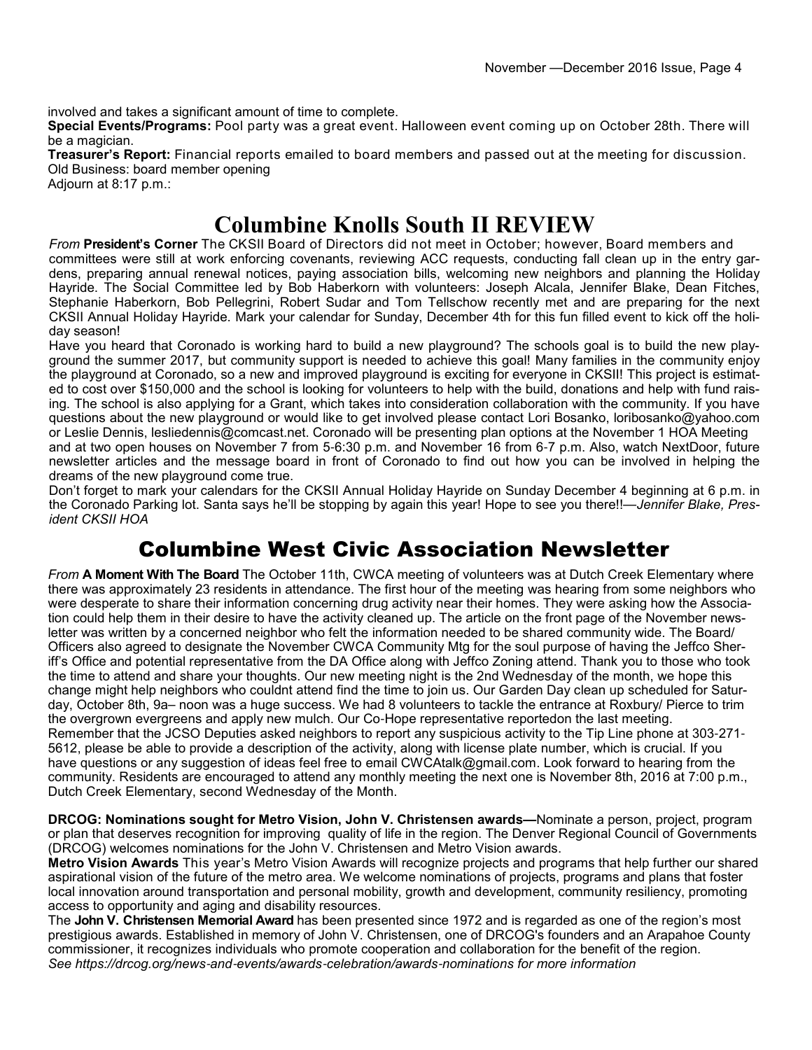involved and takes a significant amount of time to complete.

**Special Events/Programs:** Pool party was a great event. Halloween event coming up on October 28th. There will be a magician.

**Treasurer's Report:** Financial reports emailed to board members and passed out at the meeting for discussion.

Old Business: board member opening

Adjourn at 8:17 p.m.:

# Columbine Knolls South II REVIEW

*From* **President's Corner** The CKSII Board of Directors did not meet in October; however, Board members and committees were still at work enforcing covenants, reviewing ACC requests, conducting fall clean up in the entry gardens, preparing annual renewal notices, paying association bills, welcoming new neighbors and planning the Holiday Hayride. The Social Committee led by Bob Haberkorn with volunteers: Joseph Alcala, Jennifer Blake, Dean Fitches, Stephanie Haberkorn, Bob Pellegrini, Robert Sudar and Tom Tellschow recently met and are preparing for the next CKSII Annual Holiday Hayride. Mark your calendar for Sunday, December 4th for this fun filled event to kick off the holiday season!

Have you heard that Coronado is working hard to build a new playground? The schools goal is to build the new playground the summer 2017, but community support is needed to achieve this goal! Many families in the community enjoy the playground at Coronado, so a new and improved playground is exciting for everyone in CKSII! This project is estimated to cost over $150,000 and the school is looking for volunteers to help with the build, donations and help with fund raising. The school is also applying for a Grant, which takes into consideration collaboration with the community. If you have questions about the new playground or would like to get involved please contact Lori Bosanko, loribosanko@yahoo.com or Leslie Dennis, lesliedennis@comcast.net. Coronado will be presenting plan options at the November 1 HOA Meeting and at two open houses on November 7 from 5-6:30 p.m. and November 16 from 6-7 p.m. Also, watch NextDoor, future newsletter articles and the message board in front of Coronado to find out how you can be involved in helping the dreams of the new playground come true.

Don't forget to mark your calendars for the CKSII Annual Holiday Hayride on Sunday December 4 beginning at 6 p.m. in the Coronado Parking lot. Santa says he'll be stopping by again this year! Hope to see you there!!—*Jennifer Blake, President CKSII HOA*

# Columbine West Civic Association Newsletter

*From* **A Moment With The Board** The October 11th, CWCA meeting of volunteers was at Dutch Creek Elementary where there was approximately 23 residents in attendance. The first hour of the meeting was hearing from some neighbors who were desperate to share their information concerning drug activity near their homes. They were asking how the Association could help them in their desire to have the activity cleaned up. The article on the front page of the November newsletter was written by a concerned neighbor who felt the information needed to be shared community wide. The Board/ Officers also agreed to designate the November CWCA Community Mtg for the soul purpose of having the Jeffco Sheriff's Office and potential representative from the DA Office along with Jeffco Zoning attend. Thank you to those who took the time to attend and share your thoughts. Our new meeting night is the 2nd Wednesday of the month, we hope this change might help neighbors who couldnt attend find the time to join us. Our Garden Day clean up scheduled for Saturday, October 8th, 9a– noon was a huge success. We had 8 volunteers to tackle the entrance at Roxbury/ Pierce to trim the overgrown evergreens and apply new mulch. Our Co-Hope representative reportedon the last meeting.

Remember that the JCSO Deputies asked neighbors to report any suspicious activity to the Tip Line phone at 303-271-5612, please be able to provide a description of the activity, along with license plate number, which is crucial. If you have questions or any suggestion of ideas feel free to email CWCAtalk@gmail.com. Look forward to hearing from the community. Residents are encouraged to attend any monthly meeting the next one is November 8th, 2016 at 7:00 p.m., Dutch Creek Elementary, second Wednesday of the Month.

**DRCOG: Nominations sought for Metro Vision, John V. Christensen awards—**Nominate a person, project, program or plan that deserves recognition for improving quality of life in the region. The Denver Regional Council of Governments (DRCOG) welcomes nominations for the John V. Christensen and Metro Vision awards.

**Metro Vision Awards** This year's Metro Vision Awards will recognize projects and programs that help further our shared aspirational vision of the future of the metro area. We welcome nominations of projects, programs and plans that foster local innovation around transportation and personal mobility, growth and development, community resiliency, promoting access to opportunity and aging and disability resources.

The **John V. Christensen Memorial Award** has been presented since 1972 and is regarded as one of the region's most prestigious awards. Established in memory of John V. Christensen, one of DRCOG's founders and an Arapahoe County commissioner, it recognizes individuals who promote cooperation and collaboration for the benefit of the region.

*See https://drcog.org/news-and-events/awards-celebration/awards-nominations for more information*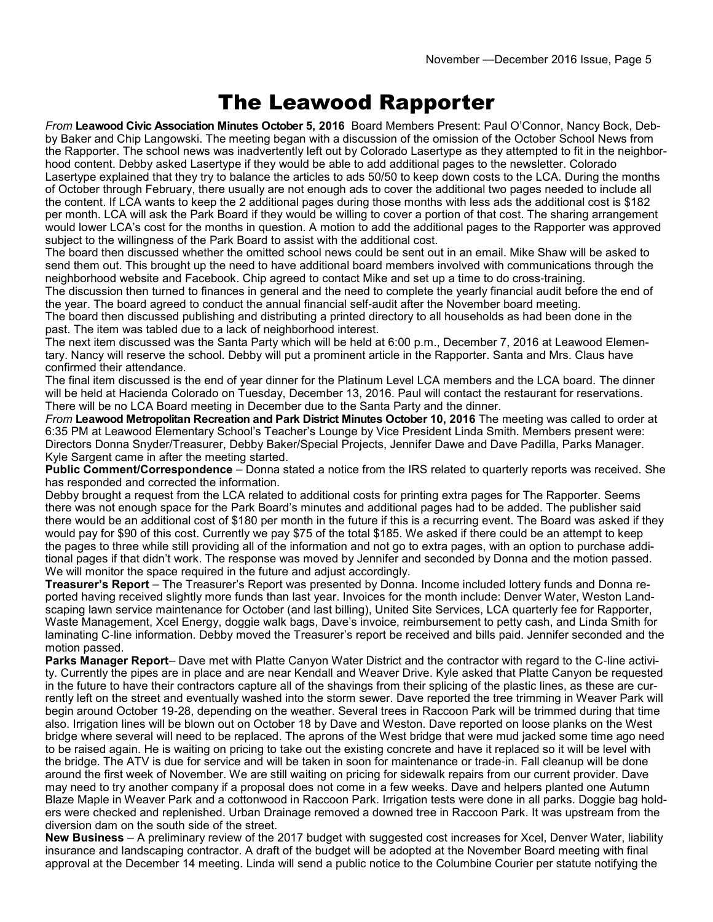# The Leawood Rapporter

*From* **Leawood Civic Association Minutes October 5, 2016** Board Members Present: Paul O'Connor, Nancy Bock, Debby Baker and Chip Langowski. The meeting began with a discussion of the omission of the October School News from the Rapporter. The school news was inadvertently left out by Colorado Lasertype as they attempted to fit in the neighborhood content. Debby asked Lasertype if they would be able to add additional pages to the newsletter. Colorado Lasertype explained that they try to balance the articles to ads 50/50 to keep down costs to the LCA. During the months of October through February, there usually are not enough ads to cover the additional two pages needed to include all the content. If LCA wants to keep the 2 additional pages during those months with less ads the additional cost is $182 per month. LCA will ask the Park Board if they would be willing to cover a portion of that cost. The sharing arrangement would lower LCA's cost for the months in question. A motion to add the additional pages to the Rapporter was approved subject to the willingness of the Park Board to assist with the additional cost.

The board then discussed whether the omitted school news could be sent out in an email. Mike Shaw will be asked to send them out. This brought up the need to have additional board members involved with communications through the neighborhood website and Facebook. Chip agreed to contact Mike and set up a time to do cross-training.

The discussion then turned to finances in general and the need to complete the yearly financial audit before the end of the year. The board agreed to conduct the annual financial self-audit after the November board meeting.

The board then discussed publishing and distributing a printed directory to all households as had been done in the past. The item was tabled due to a lack of neighborhood interest.

The next item discussed was the Santa Party which will be held at 6:00 p.m., December 7, 2016 at Leawood Elementary. Nancy will reserve the school. Debby will put a prominent article in the Rapporter. Santa and Mrs. Claus have confirmed their attendance.

The final item discussed is the end of year dinner for the Platinum Level LCA members and the LCA board. The dinner will be held at Hacienda Colorado on Tuesday, December 13, 2016. Paul will contact the restaurant for reservations. There will be no LCA Board meeting in December due to the Santa Party and the dinner.

*From* **Leawood Metropolitan Recreation and Park District Minutes October 10, 2016** The meeting was called to order at 6:35 PM at Leawood Elementary School's Teacher's Lounge by Vice President Linda Smith. Members present were: Directors Donna Snyder/Treasurer, Debby Baker/Special Projects, Jennifer Dawe and Dave Padilla, Parks Manager. Kyle Sargent came in after the meeting started.

**Public Comment/Correspondence** – Donna stated a notice from the IRS related to quarterly reports was received. She has responded and corrected the information.

Debby brought a request from the LCA related to additional costs for printing extra pages for The Rapporter. Seems there was not enough space for the Park Board's minutes and additional pages had to be added. The publisher said there would be an additional cost of $180 per month in the future if this is a recurring event. The Board was asked if they would pay for $90 of this cost. Currently we pay $75 of the total $185. We asked if there could be an attempt to keep the pages to three while still providing all of the information and not go to extra pages, with an option to purchase additional pages if that didn't work. The response was moved by Jennifer and seconded by Donna and the motion passed. We will monitor the space required in the future and adjust accordingly.

**Treasurer's Report** – The Treasurer's Report was presented by Donna. Income included lottery funds and Donna reported having received slightly more funds than last year. Invoices for the month include: Denver Water, Weston Landscaping lawn service maintenance for October (and last billing), United Site Services, LCA quarterly fee for Rapporter, Waste Management, Xcel Energy, doggie walk bags, Dave's invoice, reimbursement to petty cash, and Linda Smith for laminating C-line information. Debby moved the Treasurer's report be received and bills paid. Jennifer seconded and the motion passed.

**Parks Manager Report**– Dave met with Platte Canyon Water District and the contractor with regard to the C-line activity. Currently the pipes are in place and are near Kendall and Weaver Drive. Kyle asked that Platte Canyon be requested in the future to have their contractors capture all of the shavings from their splicing of the plastic lines, as these are currently left on the street and eventually washed into the storm sewer. Dave reported the tree trimming in Weaver Park will begin around October 19-28, depending on the weather. Several trees in Raccoon Park will be trimmed during that time also. Irrigation lines will be blown out on October 18 by Dave and Weston. Dave reported on loose planks on the West bridge where several will need to be replaced. The aprons of the West bridge that were mud jacked some time ago need to be raised again. He is waiting on pricing to take out the existing concrete and have it replaced so it will be level with the bridge. The ATV is due for service and will be taken in soon for maintenance or trade-in. Fall cleanup will be done around the first week of November. We are still waiting on pricing for sidewalk repairs from our current provider. Dave may need to try another company if a proposal does not come in a few weeks. Dave and helpers planted one Autumn Blaze Maple in Weaver Park and a cottonwood in Raccoon Park. Irrigation tests were done in all parks. Doggie bag holders were checked and replenished. Urban Drainage removed a downed tree in Raccoon Park. It was upstream from the diversion dam on the south side of the street.

**New Business** – A preliminary review of the 2017 budget with suggested cost increases for Xcel, Denver Water, liability insurance and landscaping contractor. A draft of the budget will be adopted at the November Board meeting with final approval at the December 14 meeting. Linda will send a public notice to the Columbine Courier per statute notifying the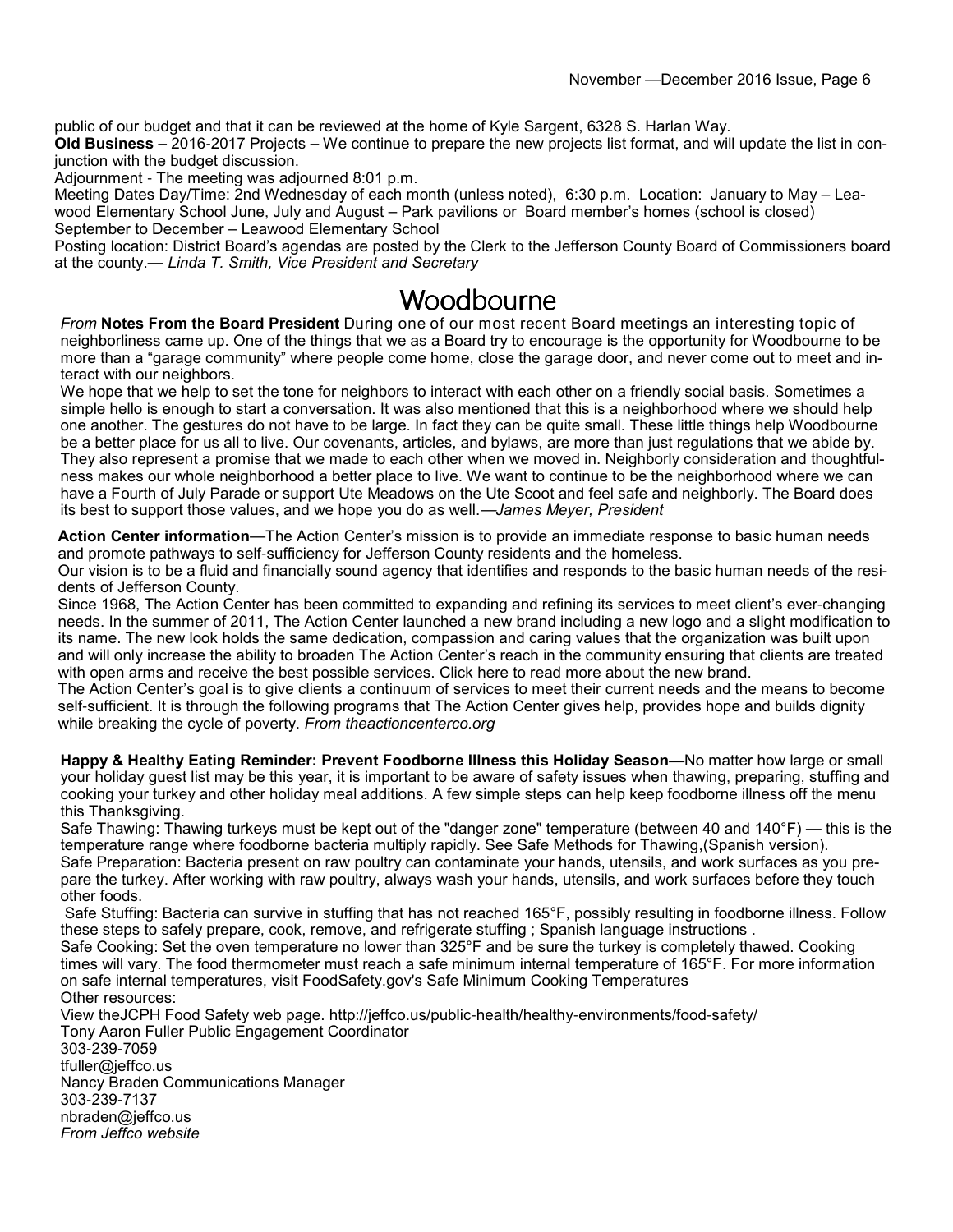public of our budget and that it can be reviewed at the home of Kyle Sargent, 6328 S. Harlan Way.

**Old Business** – 2016-2017 Projects – We continue to prepare the new projects list format, and will update the list in conjunction with the budget discussion.

Adjournment - The meeting was adjourned 8:01 p.m.

Meeting Dates Day/Time: 2nd Wednesday of each month (unless noted), 6:30 p.m. Location: January to May – Leawood Elementary School June, July and August – Park pavilions or Board member's homes (school is closed) September to December – Leawood Elementary School

Posting location: District Board's agendas are posted by the Clerk to the Jefferson County Board of Commissioners board at the county.— *Linda T. Smith, Vice President and Secretary*

# Woodbourne

*From* **Notes From the Board President** During one of our most recent Board meetings an interesting topic of neighborliness came up. One of the things that we as a Board try to encourage is the opportunity for Woodbourne to be more than a "garage community" where people come home, close the garage door, and never come out to meet and interact with our neighbors.

We hope that we help to set the tone for neighbors to interact with each other on a friendly social basis. Sometimes a simple hello is enough to start a conversation. It was also mentioned that this is a neighborhood where we should help one another. The gestures do not have to be large. In fact they can be quite small. These little things help Woodbourne be a better place for us all to live. Our covenants, articles, and bylaws, are more than just regulations that we abide by. They also represent a promise that we made to each other when we moved in. Neighborly consideration and thoughtfulness makes our whole neighborhood a better place to live. We want to continue to be the neighborhood where we can have a Fourth of July Parade or support Ute Meadows on the Ute Scoot and feel safe and neighborly. The Board does its best to support those values, and we hope you do as well.—*James Meyer, President*

**Action Center information**—The Action Center's mission is to provide an immediate response to basic human needs and promote pathways to self-sufficiency for Jefferson County residents and the homeless.

Our vision is to be a fluid and financially sound agency that identifies and responds to the basic human needs of the residents of Jefferson County.

Since 1968, The Action Center has been committed to expanding and refining its services to meet client's ever-changing needs. In the summer of 2011, The Action Center launched a new brand including a new logo and a slight modification to its name. The new look holds the same dedication, compassion and caring values that the organization was built upon and will only increase the ability to broaden The Action Center's reach in the community ensuring that clients are treated with open arms and receive the best possible services. Click here to read more about the new brand.

The Action Center's goal is to give clients a continuum of services to meet their current needs and the means to become self-sufficient. It is through the following programs that The Action Center gives help, provides hope and builds dignity while breaking the cycle of poverty. *From theactioncenterco.org*

**Happy & Healthy Eating Reminder: Prevent Foodborne Illness this Holiday Season—**No matter how large or small your holiday guest list may be this year, it is important to be aware of safety issues when thawing, preparing, stuffing and cooking your turkey and other holiday meal additions. A few simple steps can help keep foodborne illness off the menu this Thanksgiving.

Safe Thawing: Thawing turkeys must be kept out of the "danger zone" temperature (between 40 and 140°F) — this is the temperature range where foodborne bacteria multiply rapidly. See Safe Methods for Thawing,(Spanish version).

Safe Preparation: Bacteria present on raw poultry can contaminate your hands, utensils, and work surfaces as you prepare the turkey. After working with raw poultry, always wash your hands, utensils, and work surfaces before they touch other foods.

Safe Stuffing: Bacteria can survive in stuffing that has not reached 165°F, possibly resulting in foodborne illness. Follow these steps to safely prepare, cook, remove, and refrigerate stuffing ; Spanish language instructions .

Safe Cooking: Set the oven temperature no lower than 325°F and be sure the turkey is completely thawed. Cooking times will vary. The food thermometer must reach a safe minimum internal temperature of 165°F. For more information on safe internal temperatures, visit FoodSafety.gov's Safe Minimum Cooking Temperatures

Other resources:

View theJCPH Food Safety web page. http://jeffco.us/public-health/healthy-environments/food-safety/

Tony Aaron Fuller Public Engagement Coordinator  
303-239-7059  
tfuller@jeffco.us  
Nancy Braden Communications Manager  
303-239-7137  
nbraden@jeffco.us  
*From Jeffco website*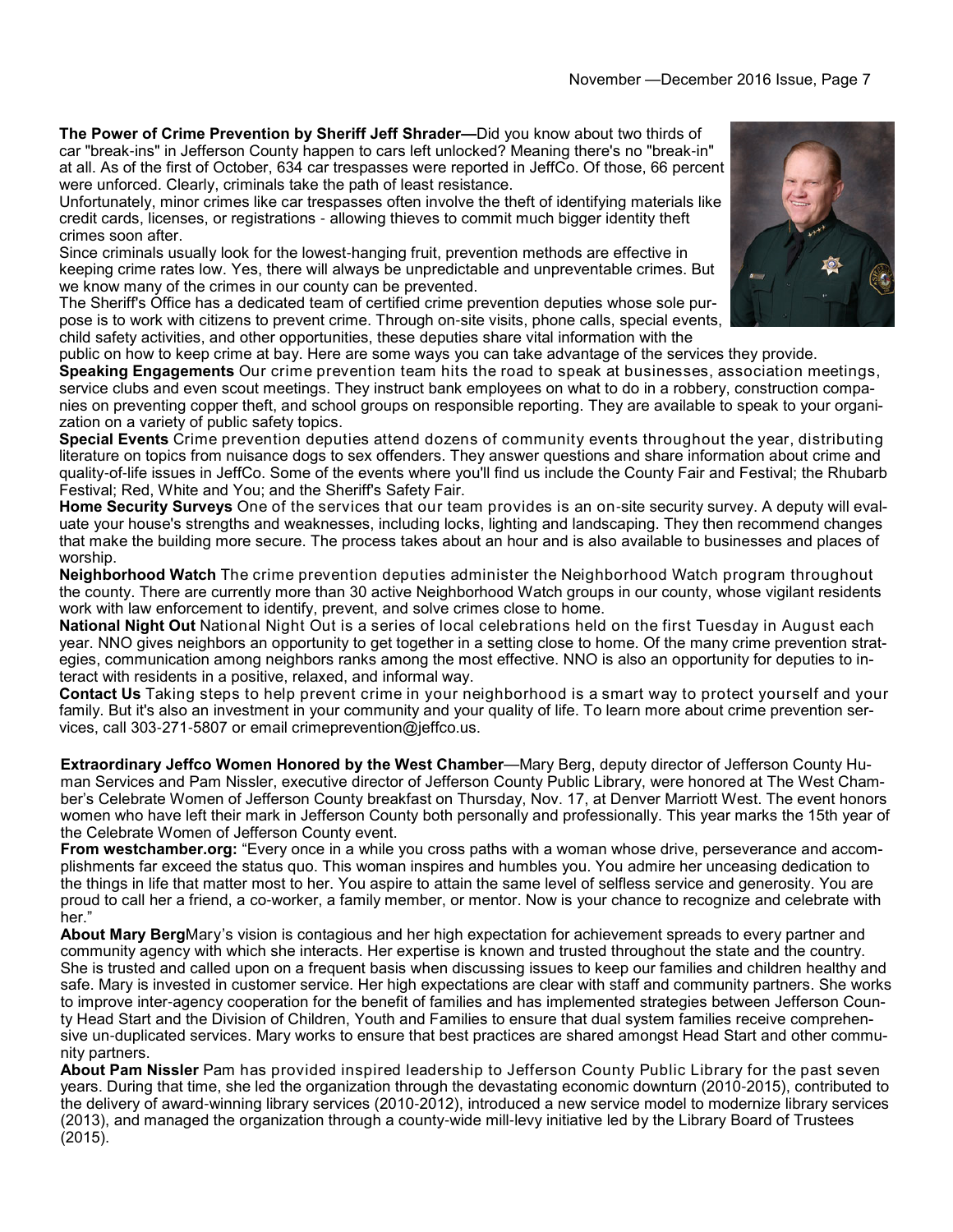**The Power of Crime Prevention by Sheriff Jeff Shrader—**Did you know about two thirds of car "break-ins" in Jefferson County happen to cars left unlocked? Meaning there's no "break-in" at all. As of the first of October, 634 car trespasses were reported in JeffCo. Of those, 66 percent were unforced. Clearly, criminals take the path of least resistance.

Unfortunately, minor crimes like car trespasses often involve the theft of identifying materials like credit cards, licenses, or registrations - allowing thieves to commit much bigger identity theft crimes soon after.

Since criminals usually look for the lowest-hanging fruit, prevention methods are effective in keeping crime rates low. Yes, there will always be unpredictable and unpreventable crimes. But we know many of the crimes in our county can be prevented.

The Sheriff's Office has a dedicated team of certified crime prevention deputies whose sole purpose is to work with citizens to prevent crime. Through on-site visits, phone calls, special events, child safety activities, and other opportunities, these deputies share vital information with the public on how to keep crime at bay. Here are some ways you can take advantage of the services they provide.

**Speaking Engagements** Our crime prevention team hits the road to speak at businesses, association meetings, service clubs and even scout meetings. They instruct bank employees on what to do in a robbery, construction companies on preventing copper theft, and school groups on responsible reporting. They are available to speak to your organization on a variety of public safety topics.

**Special Events** Crime prevention deputies attend dozens of community events throughout the year, distributing literature on topics from nuisance dogs to sex offenders. They answer questions and share information about crime and quality-of-life issues in JeffCo. Some of the events where you'll find us include the County Fair and Festival; the Rhubarb Festival; Red, White and You; and the Sheriff's Safety Fair.

**Home Security Surveys** One of the services that our team provides is an on-site security survey. A deputy will evaluate your house's strengths and weaknesses, including locks, lighting and landscaping. They then recommend changes that make the building more secure. The process takes about an hour and is also available to businesses and places of worship.

**Neighborhood Watch** The crime prevention deputies administer the Neighborhood Watch program throughout the county. There are currently more than 30 active Neighborhood Watch groups in our county, whose vigilant residents work with law enforcement to identify, prevent, and solve crimes close to home.

**National Night Out** National Night Out is a series of local celebrations held on the first Tuesday in August each year. NNO gives neighbors an opportunity to get together in a setting close to home. Of the many crime prevention strategies, communication among neighbors ranks among the most effective. NNO is also an opportunity for deputies to interact with residents in a positive, relaxed, and informal way.

**Contact Us** Taking steps to help prevent crime in your neighborhood is a smart way to protect yourself and your family. But it's also an investment in your community and your quality of life. To learn more about crime prevention services, call 303-271-5807 or email crimeprevention@jeffco.us.

**Extraordinary Jeffco Women Honored by the West Chamber**—Mary Berg, deputy director of Jefferson County Human Services and Pam Nissler, executive director of Jefferson County Public Library, were honored at The West Chamber's Celebrate Women of Jefferson County breakfast on Thursday, Nov. 17, at Denver Marriott West. The event honors women who have left their mark in Jefferson County both personally and professionally. This year marks the 15th year of the Celebrate Women of Jefferson County event.

**From westchamber.org:** "Every once in a while you cross paths with a woman whose drive, perseverance and accomplishments far exceed the status quo. This woman inspires and humbles you. You admire her unceasing dedication to the things in life that matter most to her. You aspire to attain the same level of selfless service and generosity. You are proud to call her a friend, a co-worker, a family member, or mentor. Now is your chance to recognize and celebrate with her."

**About Mary Berg**Mary's vision is contagious and her high expectation for achievement spreads to every partner and community agency with which she interacts. Her expertise is known and trusted throughout the state and the country. She is trusted and called upon on a frequent basis when discussing issues to keep our families and children healthy and safe. Mary is invested in customer service. Her high expectations are clear with staff and community partners. She works to improve inter-agency cooperation for the benefit of families and has implemented strategies between Jefferson County Head Start and the Division of Children, Youth and Families to ensure that dual system families receive comprehensive un-duplicated services. Mary works to ensure that best practices are shared amongst Head Start and other community partners.

**About Pam Nissler** Pam has provided inspired leadership to Jefferson County Public Library for the past seven years. During that time, she led the organization through the devastating economic downturn (2010-2015), contributed to the delivery of award-winning library services (2010-2012), introduced a new service model to modernize library services (2013), and managed the organization through a county-wide mill-levy initiative led by the Library Board of Trustees (2015).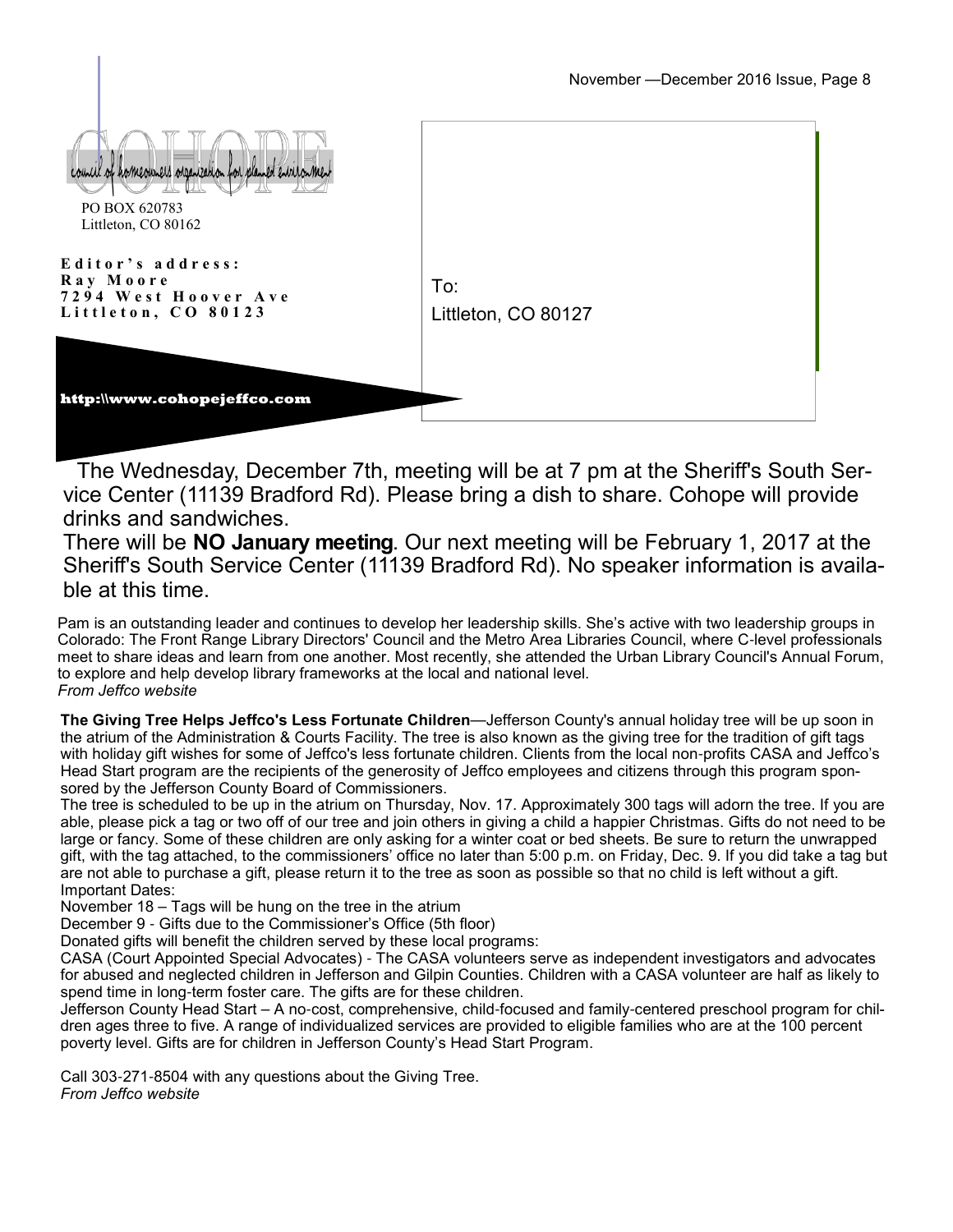COHOPE

council of homeowners organization for planned environment

PO BOX 620783
Littleton, CO 80162

**Editor's address:**
**Ray Moore**
**7294 West Hoover Ave**
**Littleton, CO 80123**

**http:\\www.cohopejeffco.com**

To:
Littleton, CO 80127

The Wednesday, December 7th, meeting will be at 7 pm at the Sheriff's South Service Center (11139 Bradford Rd). Please bring a dish to share. Cohope will provide drinks and sandwiches.

There will be **NO January meeting**. Our next meeting will be February 1, 2017 at the Sheriff's South Service Center (11139 Bradford Rd). No speaker information is available at this time.

Pam is an outstanding leader and continues to develop her leadership skills. She's active with two leadership groups in Colorado: The Front Range Library Directors' Council and the Metro Area Libraries Council, where C-level professionals meet to share ideas and learn from one another. Most recently, she attended the Urban Library Council's Annual Forum, to explore and help develop library frameworks at the local and national level.
*From Jeffco website*

**The Giving Tree Helps Jeffco's Less Fortunate Children**—Jefferson County's annual holiday tree will be up soon in the atrium of the Administration & Courts Facility. The tree is also known as the giving tree for the tradition of gift tags with holiday gift wishes for some of Jeffco's less fortunate children. Clients from the local non-profits CASA and Jeffco's Head Start program are the recipients of the generosity of Jeffco employees and citizens through this program sponsored by the Jefferson County Board of Commissioners.

The tree is scheduled to be up in the atrium on Thursday, Nov. 17. Approximately 300 tags will adorn the tree. If you are able, please pick a tag or two off of our tree and join others in giving a child a happier Christmas. Gifts do not need to be large or fancy. Some of these children are only asking for a winter coat or bed sheets. Be sure to return the unwrapped gift, with the tag attached, to the commissioners' office no later than 5:00 p.m. on Friday, Dec. 9. If you did take a tag but are not able to purchase a gift, please return it to the tree as soon as possible so that no child is left without a gift.

Important Dates:
November 18 – Tags will be hung on the tree in the atrium
December 9 - Gifts due to the Commissioner's Office (5th floor)

Donated gifts will benefit the children served by these local programs:

CASA (Court Appointed Special Advocates) - The CASA volunteers serve as independent investigators and advocates for abused and neglected children in Jefferson and Gilpin Counties. Children with a CASA volunteer are half as likely to spend time in long-term foster care. The gifts are for these children.

Jefferson County Head Start – A no-cost, comprehensive, child-focused and family-centered preschool program for children ages three to five. A range of individualized services are provided to eligible families who are at the 100 percent poverty level. Gifts are for children in Jefferson County's Head Start Program.

Call 303-271-8504 with any questions about the Giving Tree.
*From Jeffco website*